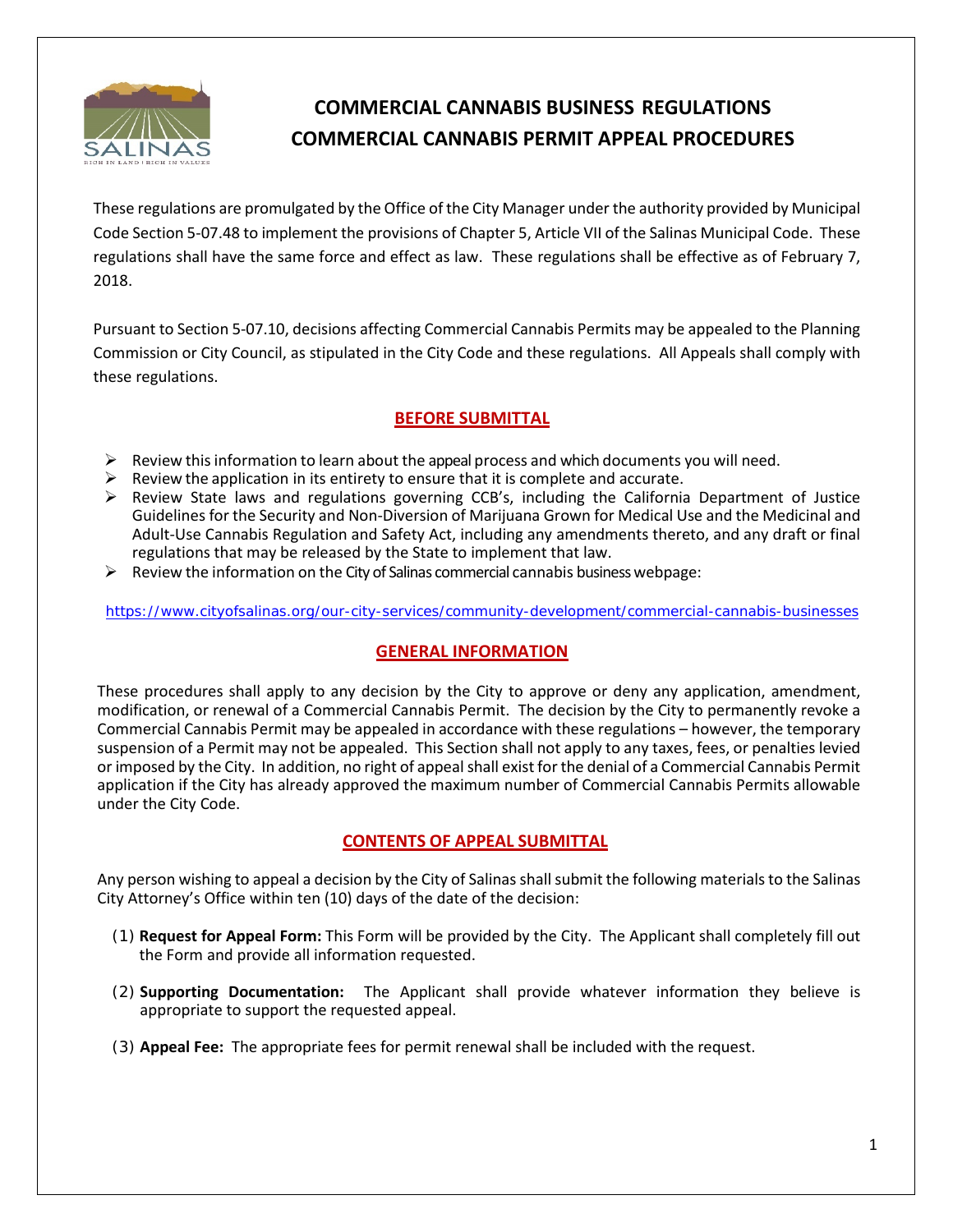# COMMERCIAL CANNABIS BUSINESS REGULATIONS
# COMMERCIAL CANNABIS PERMIT APPEAL PROCEDURES

These regulations are promulgated by the Office of the City Manager under the authority provided by Municipal Code Section 5-07.48 to implement the provisions of Chapter 5, Article VII of the Salinas Municipal Code. These regulations shall have the same force and effect as law. These regulations shall be effective as of February 7, 2018.

Pursuant to Section 5-07.10, decisions affecting Commercial Cannabis Permits may be appealed to the Planning Commission or City Council, as stipulated in the City Code and these regulations. All Appeals shall comply with these regulations.

## BEFORE SUBMITTAL

- Review this information to learn about the appeal process and which documents you will need.
- Review the application in its entirety to ensure that it is complete and accurate.
- Review State laws and regulations governing CCB's, including the California Department of Justice Guidelines for the Security and Non-Diversion of Marijuana Grown for Medical Use and the Medicinal and Adult-Use Cannabis Regulation and Safety Act, including any amendments thereto, and any draft or final regulations that may be released by the State to implement that law.
- Review the information on the City of Salinas commercial cannabis business webpage:

https://www.cityofsalinas.org/our-city-services/community-development/commercial-cannabis-businesses

## GENERAL INFORMATION

These procedures shall apply to any decision by the City to approve or deny any application, amendment, modification, or renewal of a Commercial Cannabis Permit. The decision by the City to permanently revoke a Commercial Cannabis Permit may be appealed in accordance with these regulations – however, the temporary suspension of a Permit may not be appealed. This Section shall not apply to any taxes, fees, or penalties levied or imposed by the City. In addition, no right of appeal shall exist for the denial of a Commercial Cannabis Permit application if the City has already approved the maximum number of Commercial Cannabis Permits allowable under the City Code.

## CONTENTS OF APPEAL SUBMITTAL

Any person wishing to appeal a decision by the City of Salinas shall submit the following materials to the Salinas City Attorney's Office within ten (10) days of the date of the decision:

(1) **Request for Appeal Form:** This Form will be provided by the City. The Applicant shall completely fill out the Form and provide all information requested.

(2) **Supporting Documentation:** The Applicant shall provide whatever information they believe is appropriate to support the requested appeal.

(3) **Appeal Fee:** The appropriate fees for permit renewal shall be included with the request.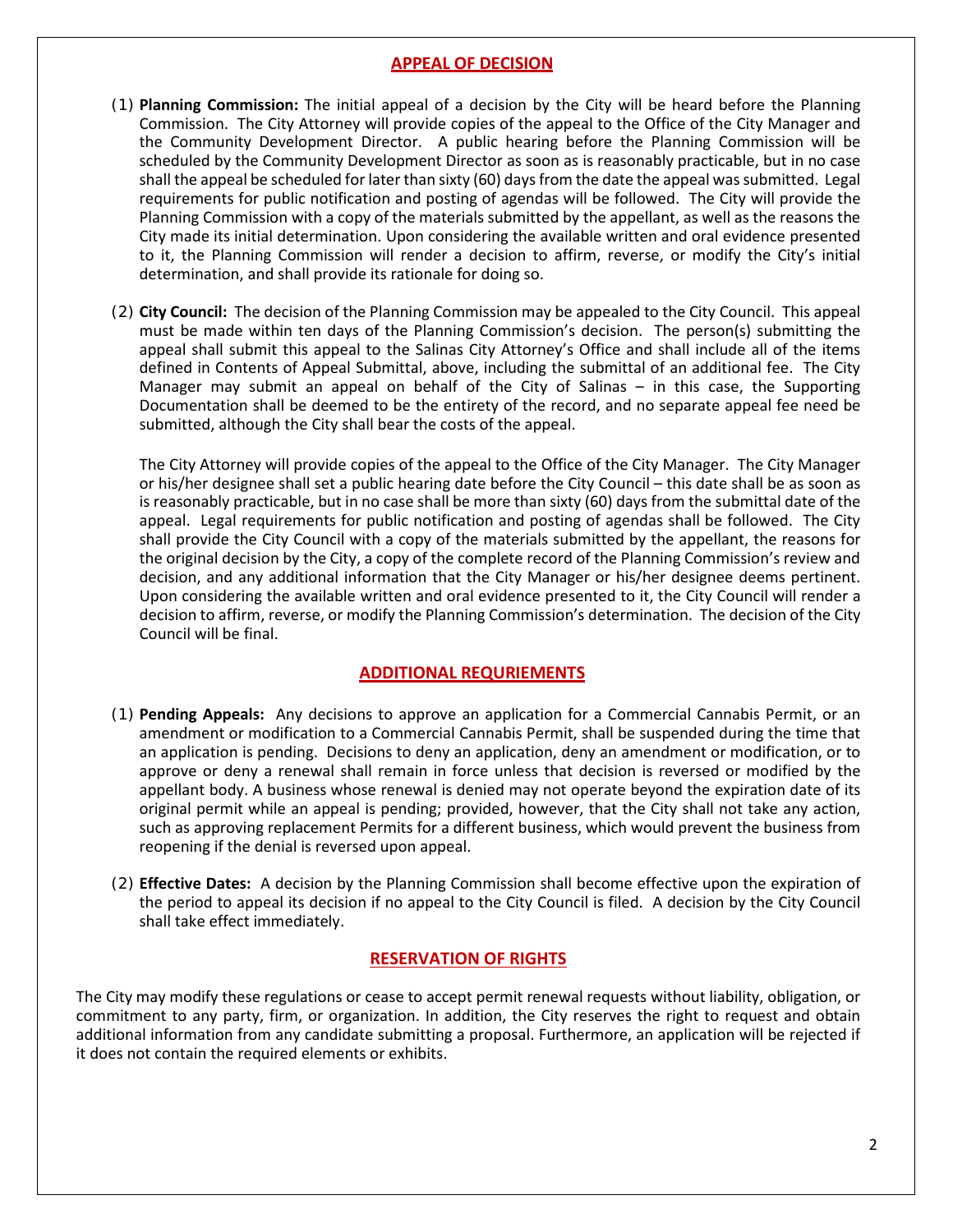## APPEAL OF DECISION

(1) **Planning Commission:** The initial appeal of a decision by the City will be heard before the Planning Commission. The City Attorney will provide copies of the appeal to the Office of the City Manager and the Community Development Director. A public hearing before the Planning Commission will be scheduled by the Community Development Director as soon as is reasonably practicable, but in no case shall the appeal be scheduled for later than sixty (60) days from the date the appeal was submitted. Legal requirements for public notification and posting of agendas will be followed. The City will provide the Planning Commission with a copy of the materials submitted by the appellant, as well as the reasons the City made its initial determination. Upon considering the available written and oral evidence presented to it, the Planning Commission will render a decision to affirm, reverse, or modify the City's initial determination, and shall provide its rationale for doing so.

(2) **City Council:** The decision of the Planning Commission may be appealed to the City Council. This appeal must be made within ten days of the Planning Commission's decision. The person(s) submitting the appeal shall submit this appeal to the Salinas City Attorney's Office and shall include all of the items defined in Contents of Appeal Submittal, above, including the submittal of an additional fee. The City Manager may submit an appeal on behalf of the City of Salinas – in this case, the Supporting Documentation shall be deemed to be the entirety of the record, and no separate appeal fee need be submitted, although the City shall bear the costs of the appeal.

The City Attorney will provide copies of the appeal to the Office of the City Manager. The City Manager or his/her designee shall set a public hearing date before the City Council – this date shall be as soon as is reasonably practicable, but in no case shall be more than sixty (60) days from the submittal date of the appeal. Legal requirements for public notification and posting of agendas shall be followed. The City shall provide the City Council with a copy of the materials submitted by the appellant, the reasons for the original decision by the City, a copy of the complete record of the Planning Commission's review and decision, and any additional information that the City Manager or his/her designee deems pertinent. Upon considering the available written and oral evidence presented to it, the City Council will render a decision to affirm, reverse, or modify the Planning Commission's determination. The decision of the City Council will be final.

## ADDITIONAL REQURIEMENTS

(1) **Pending Appeals:** Any decisions to approve an application for a Commercial Cannabis Permit, or an amendment or modification to a Commercial Cannabis Permit, shall be suspended during the time that an application is pending. Decisions to deny an application, deny an amendment or modification, or to approve or deny a renewal shall remain in force unless that decision is reversed or modified by the appellant body. A business whose renewal is denied may not operate beyond the expiration date of its original permit while an appeal is pending; provided, however, that the City shall not take any action, such as approving replacement Permits for a different business, which would prevent the business from reopening if the denial is reversed upon appeal.

(2) **Effective Dates:** A decision by the Planning Commission shall become effective upon the expiration of the period to appeal its decision if no appeal to the City Council is filed. A decision by the City Council shall take effect immediately.

## RESERVATION OF RIGHTS

The City may modify these regulations or cease to accept permit renewal requests without liability, obligation, or commitment to any party, firm, or organization. In addition, the City reserves the right to request and obtain additional information from any candidate submitting a proposal. Furthermore, an application will be rejected if it does not contain the required elements or exhibits.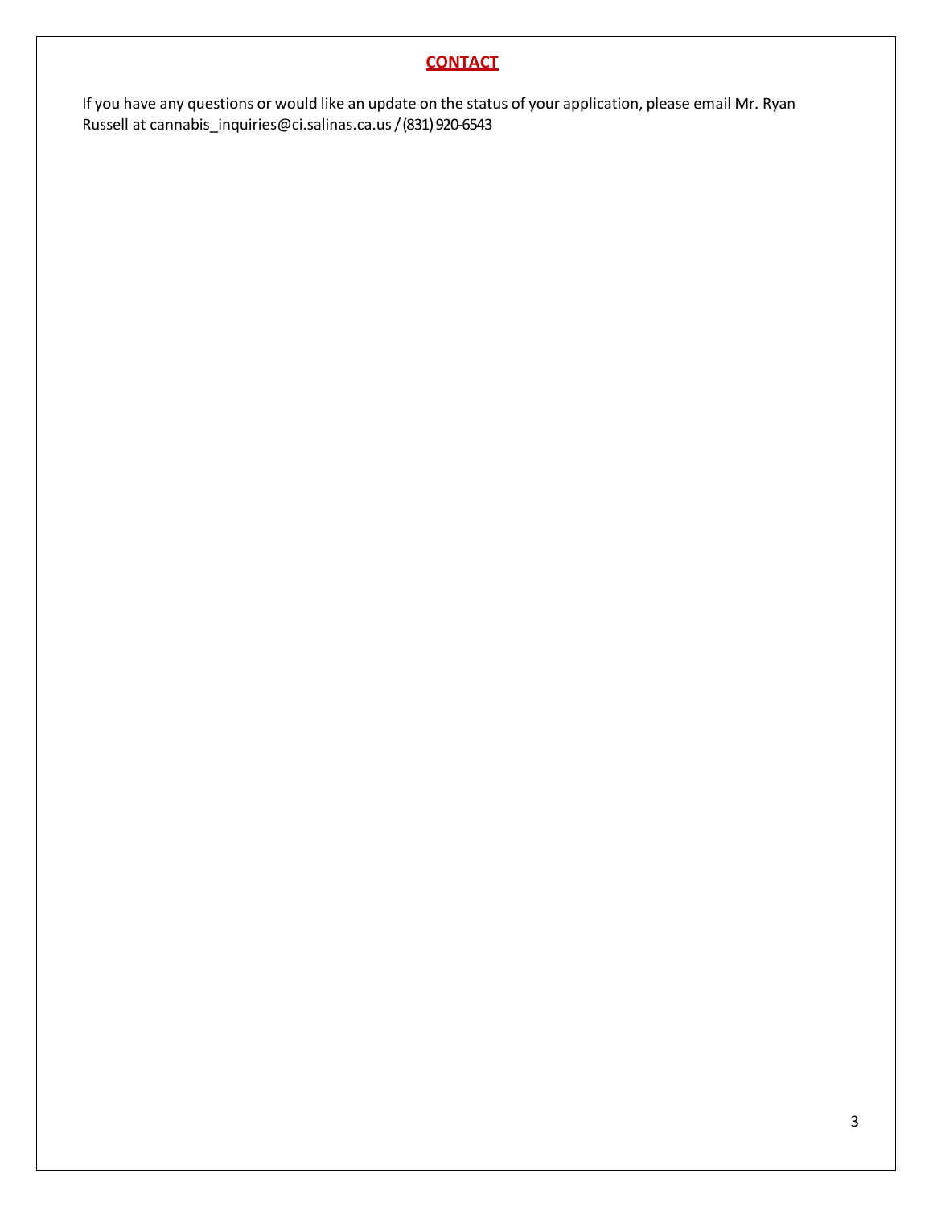## CONTACT

If you have any questions or would like an update on the status of your application, please email Mr. Ryan Russell at cannabis_inquiries@ci.salinas.ca.us / (831) 920-6543